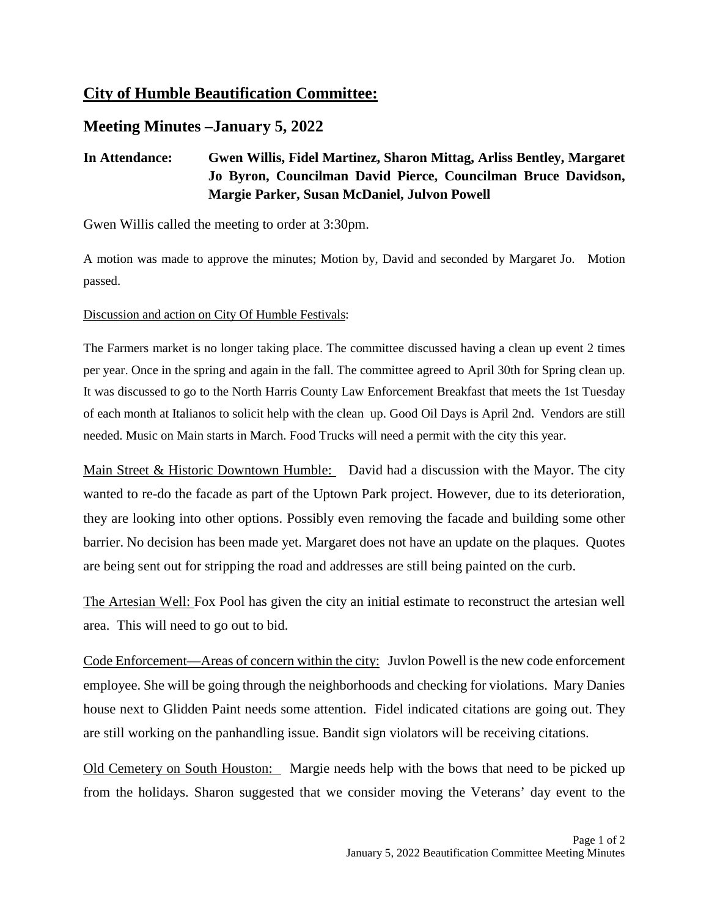## City of Humble Beautification Committee:

### Meeting Minutes –January 5, 2022

**In Attendance:** **Gwen Willis, Fidel Martinez, Sharon Mittag, Arliss Bentley, Margaret Jo Byron, Councilman David Pierce, Councilman Bruce Davidson, Margie Parker, Susan McDaniel, Julvon Powell**

Gwen Willis called the meeting to order at 3:30pm.

A motion was made to approve the minutes; Motion by, David and seconded by Margaret Jo. Motion passed.

Discussion and action on City Of Humble Festivals:

The Farmers market is no longer taking place. The committee discussed having a clean up event 2 times per year. Once in the spring and again in the fall. The committee agreed to April 30th for Spring clean up. It was discussed to go to the North Harris County Law Enforcement Breakfast that meets the 1st Tuesday of each month at Italianos to solicit help with the clean up. Good Oil Days is April 2nd. Vendors are still needed. Music on Main starts in March. Food Trucks will need a permit with the city this year.

Main Street & Historic Downtown Humble: David had a discussion with the Mayor. The city wanted to re-do the facade as part of the Uptown Park project. However, due to its deterioration, they are looking into other options. Possibly even removing the facade and building some other barrier. No decision has been made yet. Margaret does not have an update on the plaques. Quotes are being sent out for stripping the road and addresses are still being painted on the curb.

The Artesian Well: Fox Pool has given the city an initial estimate to reconstruct the artesian well area. This will need to go out to bid.

Code Enforcement—Areas of concern within the city: Juvlon Powell is the new code enforcement employee. She will be going through the neighborhoods and checking for violations. Mary Danies house next to Glidden Paint needs some attention. Fidel indicated citations are going out. They are still working on the panhandling issue. Bandit sign violators will be receiving citations.

Old Cemetery on South Houston: Margie needs help with the bows that need to be picked up from the holidays. Sharon suggested that we consider moving the Veterans' day event to the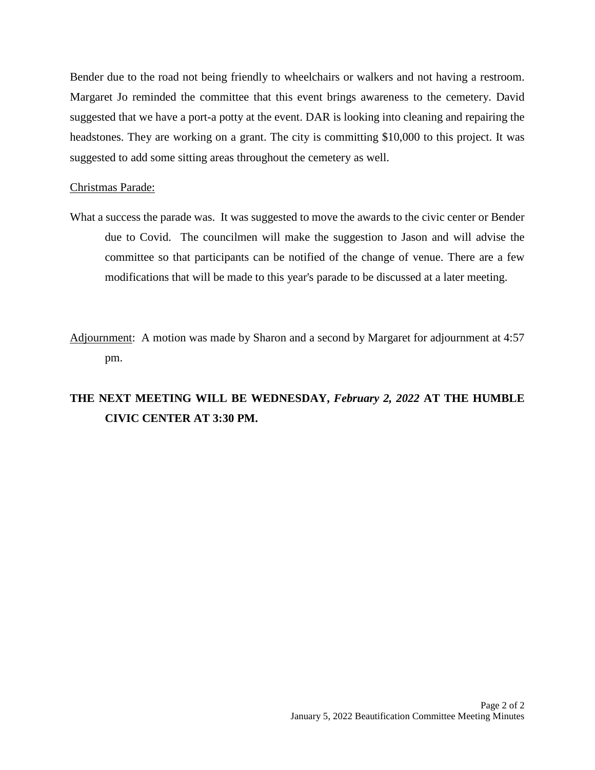Bender due to the road not being friendly to wheelchairs or walkers and not having a restroom. Margaret Jo reminded the committee that this event brings awareness to the cemetery. David suggested that we have a port-a potty at the event. DAR is looking into cleaning and repairing the headstones. They are working on a grant. The city is committing $10,000 to this project. It was suggested to add some sitting areas throughout the cemetery as well.

Christmas Parade:

What a success the parade was. It was suggested to move the awards to the civic center or Bender due to Covid. The councilmen will make the suggestion to Jason and will advise the committee so that participants can be notified of the change of venue. There are a few modifications that will be made to this year's parade to be discussed at a later meeting.

Adjournment: A motion was made by Sharon and a second by Margaret for adjournment at 4:57 pm.

**THE NEXT MEETING WILL BE WEDNESDAY, *February 2, 2022* AT THE HUMBLE CIVIC CENTER AT 3:30 PM.**